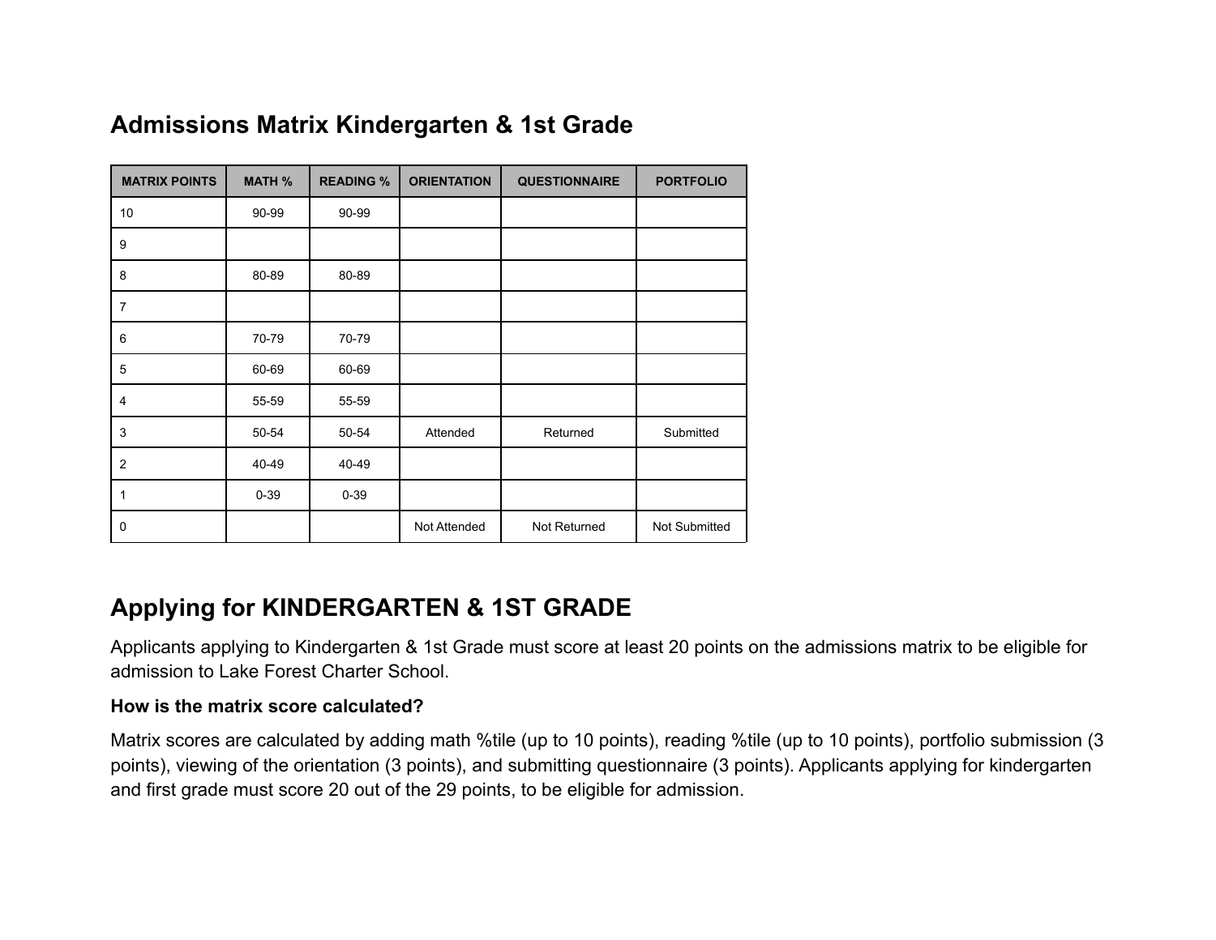## Admissions Matrix Kindergarten & 1st Grade

| MATRIX POINTS | MATH % | READING % | ORIENTATION | QUESTIONNAIRE | PORTFOLIO |
|---|---|---|---|---|---|
| 10 | 90-99 | 90-99 | | | |
| 9 | | | | | |
| 8 | 80-89 | 80-89 | | | |
| 7 | | | | | |
| 6 | 70-79 | 70-79 | | | |
| 5 | 60-69 | 60-69 | | | |
| 4 | 55-59 | 55-59 | | | |
| 3 | 50-54 | 50-54 | Attended | Returned | Submitted |
| 2 | 40-49 | 40-49 | | | |
| 1 | 0-39 | 0-39 | | | |
| 0 | | | Not Attended | Not Returned | Not Submitted |

## Applying for KINDERGARTEN & 1ST GRADE

Applicants applying to Kindergarten & 1st Grade must score at least 20 points on the admissions matrix to be eligible for admission to Lake Forest Charter School.

**How is the matrix score calculated?**

Matrix scores are calculated by adding math %tile (up to 10 points), reading %tile (up to 10 points), portfolio submission (3 points), viewing of the orientation (3 points), and submitting questionnaire (3 points). Applicants applying for kindergarten and first grade must score 20 out of the 29 points, to be eligible for admission.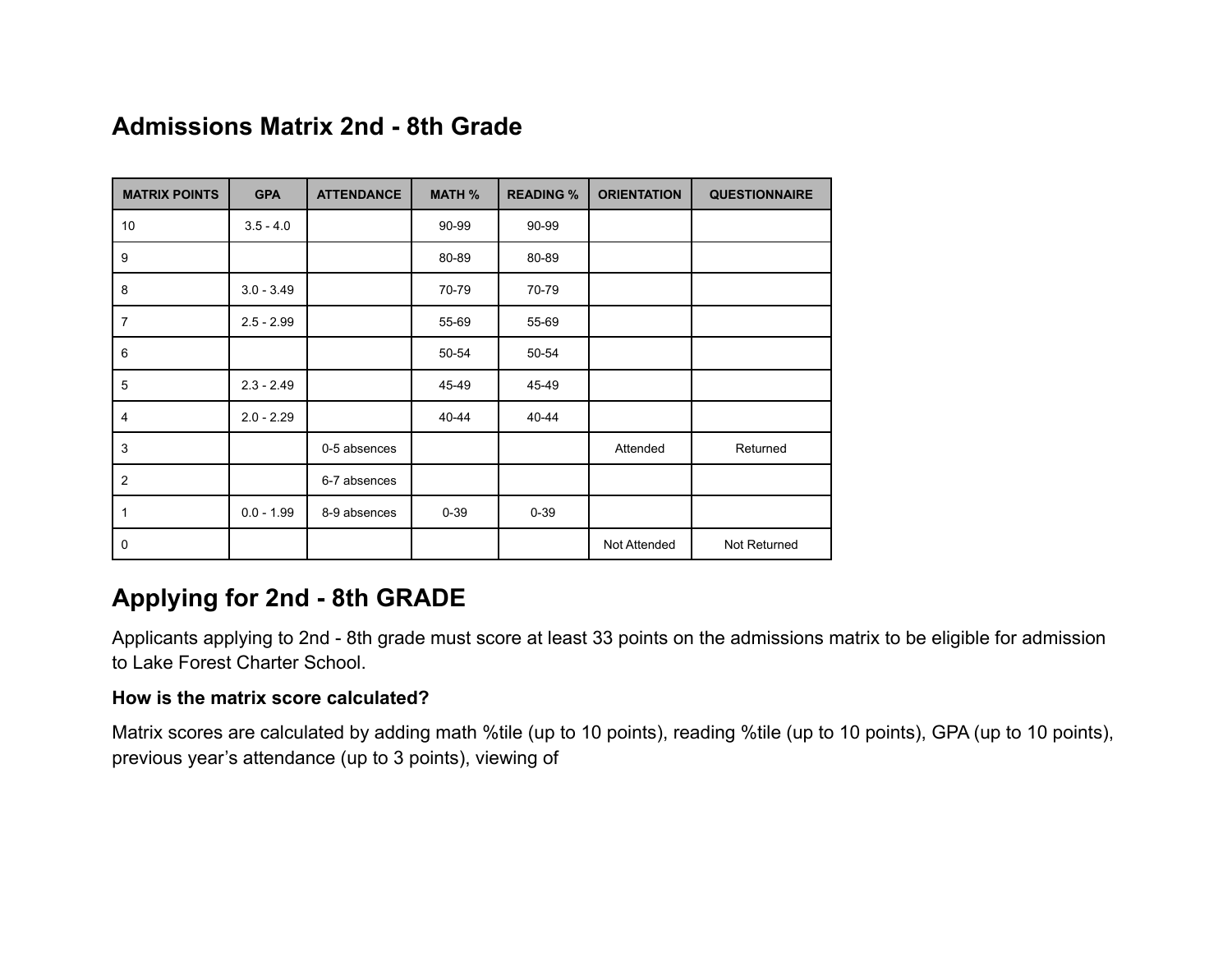## Admissions Matrix 2nd - 8th Grade

| MATRIX POINTS | GPA | ATTENDANCE | MATH % | READING % | ORIENTATION | QUESTIONNAIRE |
|---|---|---|---|---|---|---|
| 10 | 3.5 - 4.0 | | 90-99 | 90-99 | | |
| 9 | | | 80-89 | 80-89 | | |
| 8 | 3.0 - 3.49 | | 70-79 | 70-79 | | |
| 7 | 2.5 - 2.99 | | 55-69 | 55-69 | | |
| 6 | | | 50-54 | 50-54 | | |
| 5 | 2.3 - 2.49 | | 45-49 | 45-49 | | |
| 4 | 2.0 - 2.29 | | 40-44 | 40-44 | | |
| 3 | | 0-5 absences | | | Attended | Returned |
| 2 | | 6-7 absences | | | | |
| 1 | 0.0 - 1.99 | 8-9 absences | 0-39 | 0-39 | | |
| 0 | | | | | Not Attended | Not Returned |

## Applying for 2nd - 8th GRADE

Applicants applying to 2nd - 8th grade must score at least 33 points on the admissions matrix to be eligible for admission to Lake Forest Charter School.

**How is the matrix score calculated?**

Matrix scores are calculated by adding math %tile (up to 10 points), reading %tile (up to 10 points), GPA (up to 10 points), previous year's attendance (up to 3 points), viewing of